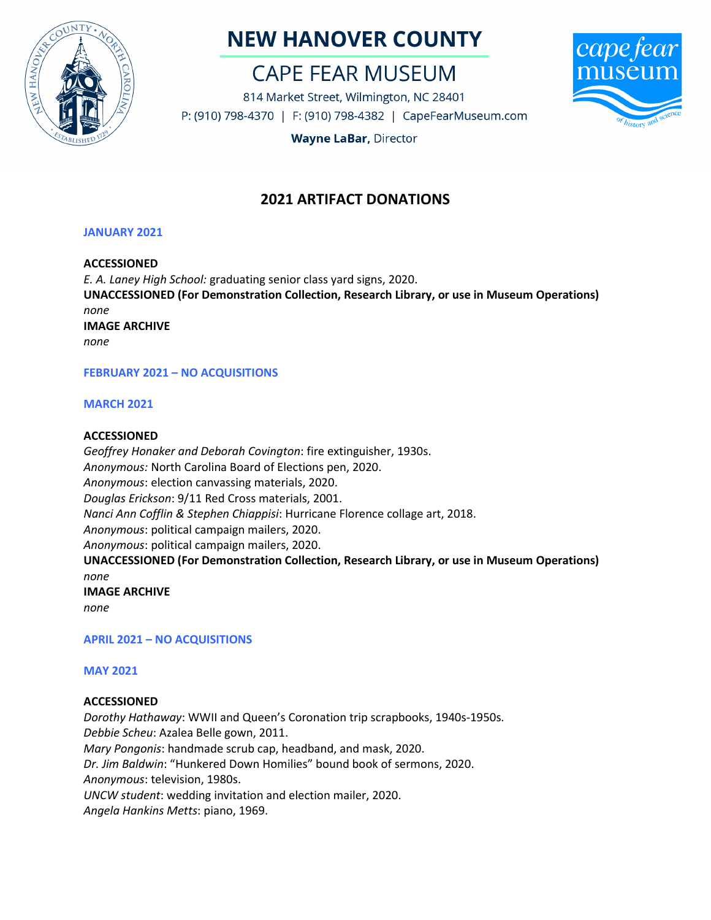# NEW HANOVER COUNTY

## CAPE FEAR MUSEUM

814 Market Street, Wilmington, NC 28401
P: (910) 798-4370 | F: (910) 798-4382 | CapeFearMuseum.com

**Wayne LaBar,** Director

## 2021 ARTIFACT DONATIONS

### JANUARY 2021

**ACCESSIONED**
*E. A. Laney High School:* graduating senior class yard signs, 2020.
**UNACCESSIONED (For Demonstration Collection, Research Library, or use in Museum Operations)**
*none*
**IMAGE ARCHIVE**
*none*

### FEBRUARY 2021 – NO ACQUISITIONS

### MARCH 2021

**ACCESSIONED**
*Geoffrey Honaker and Deborah Covington*: fire extinguisher, 1930s.
*Anonymous:* North Carolina Board of Elections pen, 2020.
*Anonymous*: election canvassing materials, 2020.
*Douglas Erickson*: 9/11 Red Cross materials, 2001.
*Nanci Ann Cofflin & Stephen Chiappisi*: Hurricane Florence collage art, 2018.
*Anonymous*: political campaign mailers, 2020.
*Anonymous*: political campaign mailers, 2020.
**UNACCESSIONED (For Demonstration Collection, Research Library, or use in Museum Operations)**
*none*
**IMAGE ARCHIVE**
*none*

### APRIL 2021 – NO ACQUISITIONS

### MAY 2021

**ACCESSIONED**
*Dorothy Hathaway*: WWII and Queen's Coronation trip scrapbooks, 1940s-1950s.
*Debbie Scheu*: Azalea Belle gown, 2011.
*Mary Pongonis*: handmade scrub cap, headband, and mask, 2020.
*Dr. Jim Baldwin*: "Hunkered Down Homilies" bound book of sermons, 2020.
*Anonymous*: television, 1980s.
*UNCW student*: wedding invitation and election mailer, 2020.
*Angela Hankins Metts*: piano, 1969.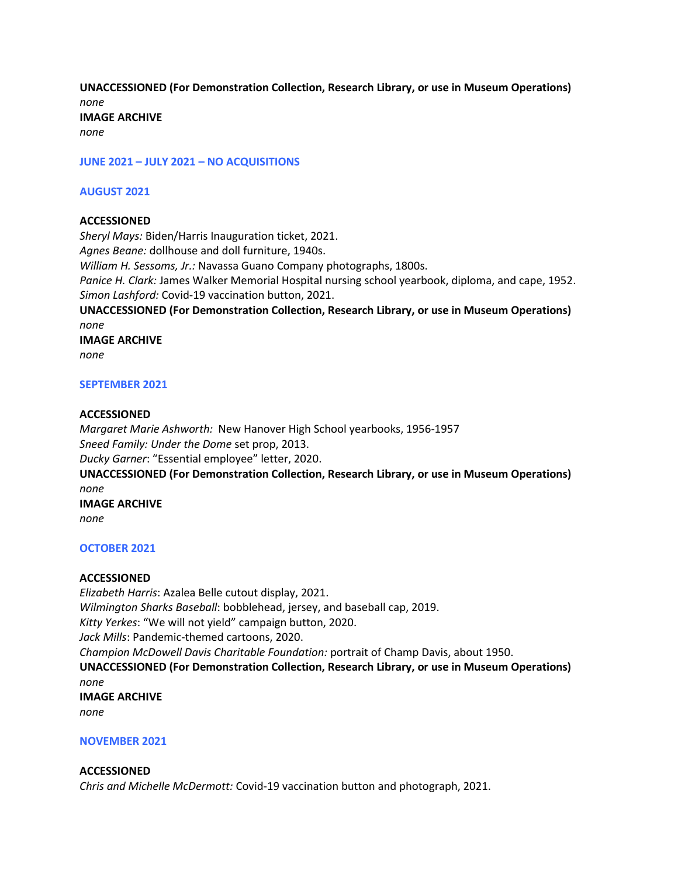**UNACCESSIONED (For Demonstration Collection, Research Library, or use in Museum Operations)**
*none*
**IMAGE ARCHIVE**
*none*

## JUNE 2021 – JULY 2021 – NO ACQUISITIONS

## AUGUST 2021

**ACCESSIONED**
*Sheryl Mays:* Biden/Harris Inauguration ticket, 2021.
*Agnes Beane:* dollhouse and doll furniture, 1940s.
*William H. Sessoms, Jr.:* Navassa Guano Company photographs, 1800s.
*Panice H. Clark:* James Walker Memorial Hospital nursing school yearbook, diploma, and cape, 1952.
*Simon Lashford:* Covid-19 vaccination button, 2021.
**UNACCESSIONED (For Demonstration Collection, Research Library, or use in Museum Operations)**
*none*
**IMAGE ARCHIVE**
*none*

## SEPTEMBER 2021

**ACCESSIONED**
*Margaret Marie Ashworth:* New Hanover High School yearbooks, 1956-1957
*Sneed Family: Under the Dome* set prop, 2013.
*Ducky Garner*: "Essential employee" letter, 2020.
**UNACCESSIONED (For Demonstration Collection, Research Library, or use in Museum Operations)**
*none*
**IMAGE ARCHIVE**
*none*

## OCTOBER 2021

**ACCESSIONED**
*Elizabeth Harris*: Azalea Belle cutout display, 2021.
*Wilmington Sharks Baseball*: bobblehead, jersey, and baseball cap, 2019.
*Kitty Yerkes*: "We will not yield" campaign button, 2020.
*Jack Mills*: Pandemic-themed cartoons, 2020.
*Champion McDowell Davis Charitable Foundation:* portrait of Champ Davis, about 1950.
**UNACCESSIONED (For Demonstration Collection, Research Library, or use in Museum Operations)**
*none*
**IMAGE ARCHIVE**
*none*

## NOVEMBER 2021

**ACCESSIONED**
*Chris and Michelle McDermott:* Covid-19 vaccination button and photograph, 2021.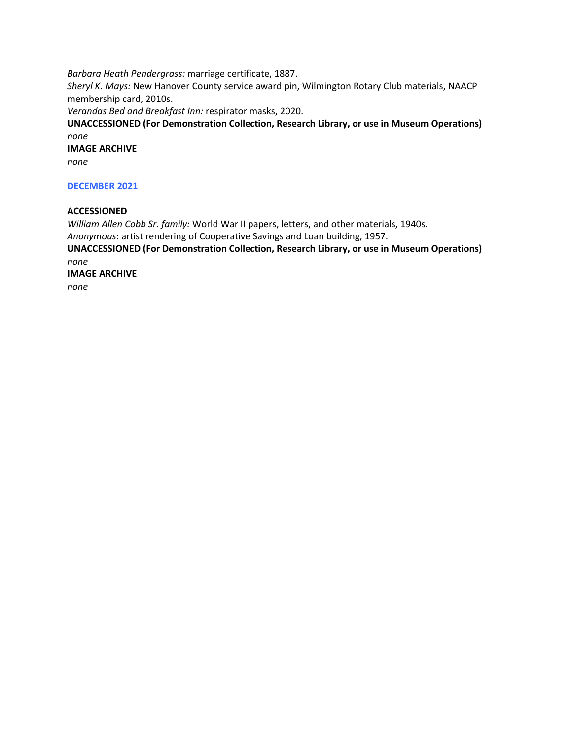*Barbara Heath Pendergrass:* marriage certificate, 1887.
*Sheryl K. Mays:* New Hanover County service award pin, Wilmington Rotary Club materials, NAACP membership card, 2010s.
*Verandas Bed and Breakfast Inn:* respirator masks, 2020.

**UNACCESSIONED (For Demonstration Collection, Research Library, or use in Museum Operations)**

*none*

**IMAGE ARCHIVE**

*none*

## DECEMBER 2021

**ACCESSIONED**

*William Allen Cobb Sr. family:* World War II papers, letters, and other materials, 1940s.
*Anonymous*: artist rendering of Cooperative Savings and Loan building, 1957.

**UNACCESSIONED (For Demonstration Collection, Research Library, or use in Museum Operations)**

*none*

**IMAGE ARCHIVE**

*none*